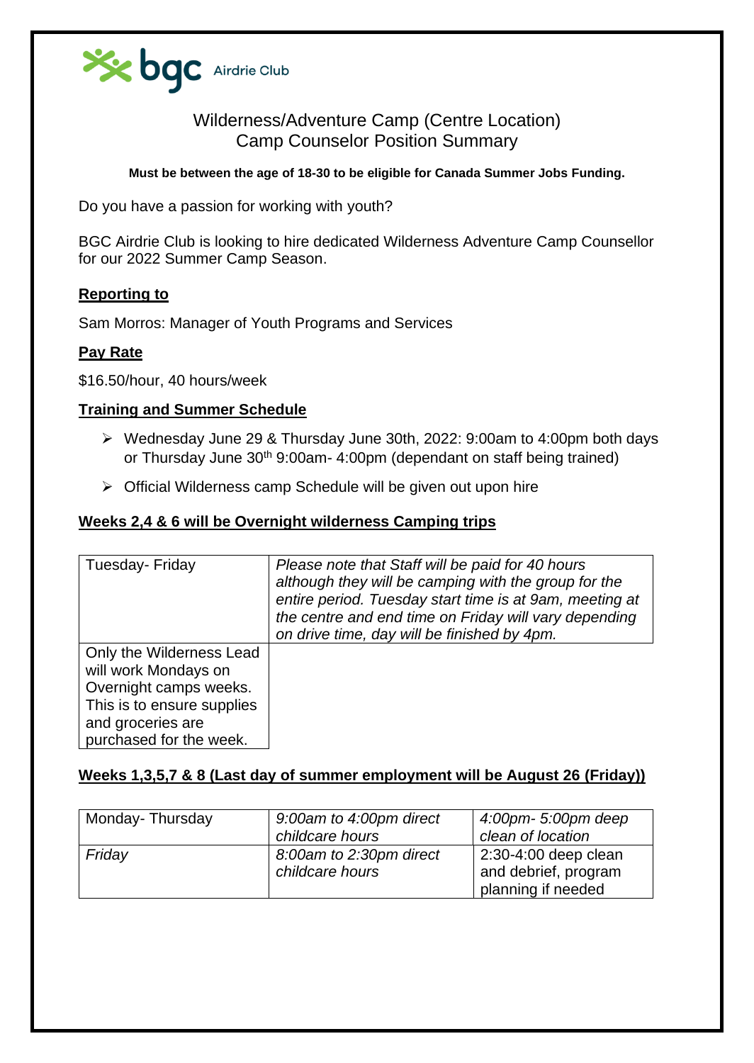bgc Airdrie Club

# Wilderness/Adventure Camp (Centre Location)
## Camp Counselor Position Summary

**Must be between the age of 18-30 to be eligible for Canada Summer Jobs Funding.**

Do you have a passion for working with youth?

BGC Airdrie Club is looking to hire dedicated Wilderness Adventure Camp Counsellor for our 2022 Summer Camp Season.

**Reporting to**

Sam Morros: Manager of Youth Programs and Services

**Pay Rate**

$16.50/hour, 40 hours/week

**Training and Summer Schedule**

- Wednesday June 29 & Thursday June 30th, 2022: 9:00am to 4:00pm both days or Thursday June 30th 9:00am- 4:00pm (dependant on staff being trained)
- Official Wilderness camp Schedule will be given out upon hire

**Weeks 2,4 & 6 will be Overnight wilderness Camping trips**

| Tuesday- Friday | *Please note that Staff will be paid for 40 hours although they will be camping with the group for the entire period. Tuesday start time is at 9am, meeting at the centre and end time on Friday will vary depending on drive time, day will be finished by 4pm.* |
|---|---|
| Only the Wilderness Lead will work Mondays on Overnight camps weeks. This is to ensure supplies and groceries are purchased for the week. | |

**Weeks 1,3,5,7 & 8 (Last day of summer employment will be August 26 (Friday))**

| Monday- Thursday | *9:00am to 4:00pm direct childcare hours* | *4:00pm- 5:00pm deep clean of location* |
|---|---|---|
| *Friday* | *8:00am to 2:30pm direct childcare hours* | 2:30-4:00 deep clean and debrief, program planning if needed |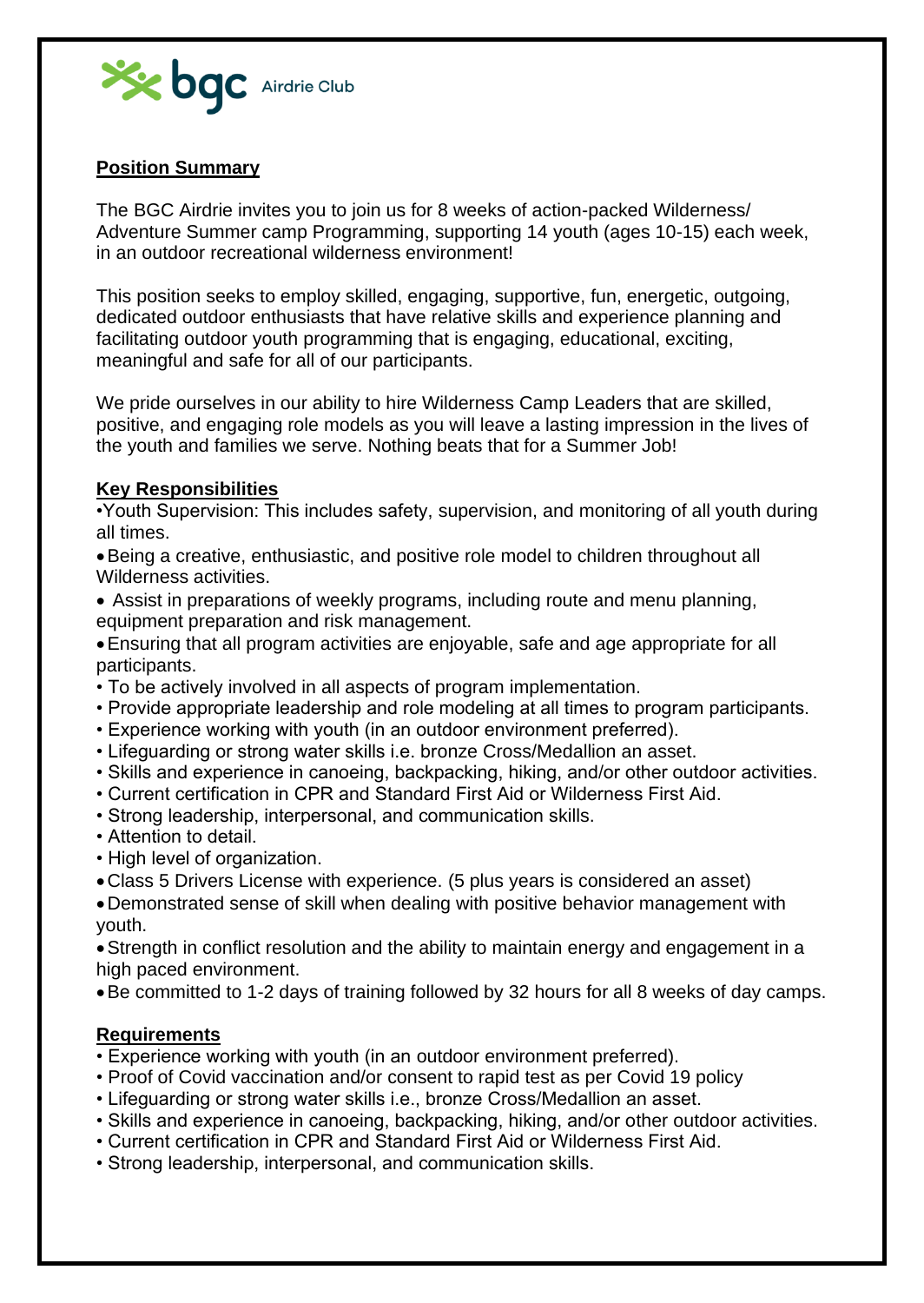bgc Airdrie Club

## Position Summary

The BGC Airdrie invites you to join us for 8 weeks of action-packed Wilderness/ Adventure Summer camp Programming, supporting 14 youth (ages 10-15) each week, in an outdoor recreational wilderness environment!

This position seeks to employ skilled, engaging, supportive, fun, energetic, outgoing, dedicated outdoor enthusiasts that have relative skills and experience planning and facilitating outdoor youth programming that is engaging, educational, exciting, meaningful and safe for all of our participants.

We pride ourselves in our ability to hire Wilderness Camp Leaders that are skilled, positive, and engaging role models as you will leave a lasting impression in the lives of the youth and families we serve. Nothing beats that for a Summer Job!

## Key Responsibilities

- Youth Supervision: This includes safety, supervision, and monitoring of all youth during all times.
- Being a creative, enthusiastic, and positive role model to children throughout all Wilderness activities.
- Assist in preparations of weekly programs, including route and menu planning, equipment preparation and risk management.
- Ensuring that all program activities are enjoyable, safe and age appropriate for all participants.
- To be actively involved in all aspects of program implementation.
- Provide appropriate leadership and role modeling at all times to program participants.
- Experience working with youth (in an outdoor environment preferred).
- Lifeguarding or strong water skills i.e. bronze Cross/Medallion an asset.
- Skills and experience in canoeing, backpacking, hiking, and/or other outdoor activities.
- Current certification in CPR and Standard First Aid or Wilderness First Aid.
- Strong leadership, interpersonal, and communication skills.
- Attention to detail.
- High level of organization.
- Class 5 Drivers License with experience. (5 plus years is considered an asset)
- Demonstrated sense of skill when dealing with positive behavior management with youth.
- Strength in conflict resolution and the ability to maintain energy and engagement in a high paced environment.
- Be committed to 1-2 days of training followed by 32 hours for all 8 weeks of day camps.

## Requirements

- Experience working with youth (in an outdoor environment preferred).
- Proof of Covid vaccination and/or consent to rapid test as per Covid 19 policy
- Lifeguarding or strong water skills i.e., bronze Cross/Medallion an asset.
- Skills and experience in canoeing, backpacking, hiking, and/or other outdoor activities.
- Current certification in CPR and Standard First Aid or Wilderness First Aid.
- Strong leadership, interpersonal, and communication skills.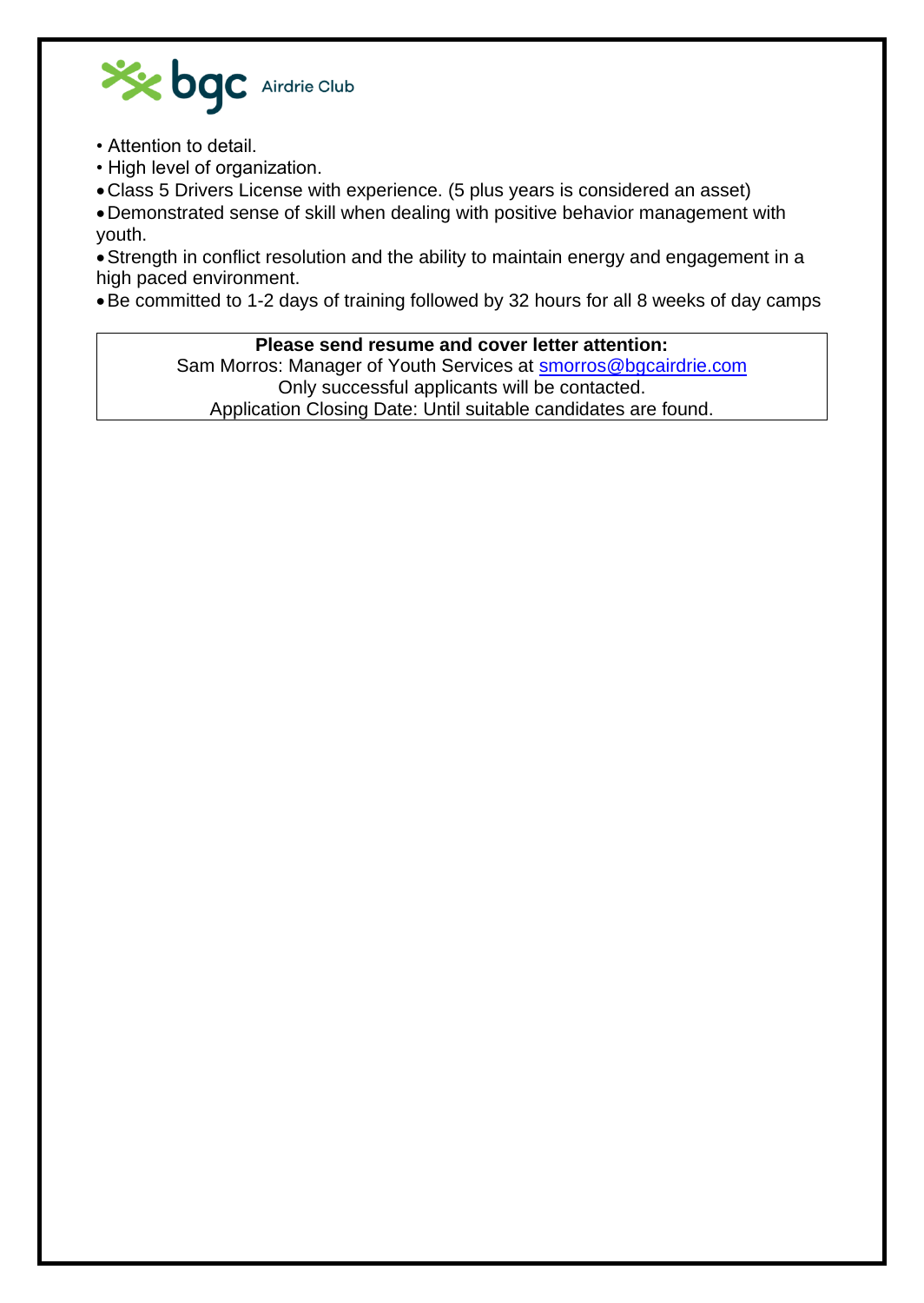- Attention to detail.
- High level of organization.
- Class 5 Drivers License with experience. (5 plus years is considered an asset)
- Demonstrated sense of skill when dealing with positive behavior management with youth.
- Strength in conflict resolution and the ability to maintain energy and engagement in a high paced environment.
- Be committed to 1-2 days of training followed by 32 hours for all 8 weeks of day camps

**Please send resume and cover letter attention:**
Sam Morros: Manager of Youth Services at smorros@bgcairdrie.com
Only successful applicants will be contacted.
Application Closing Date: Until suitable candidates are found.